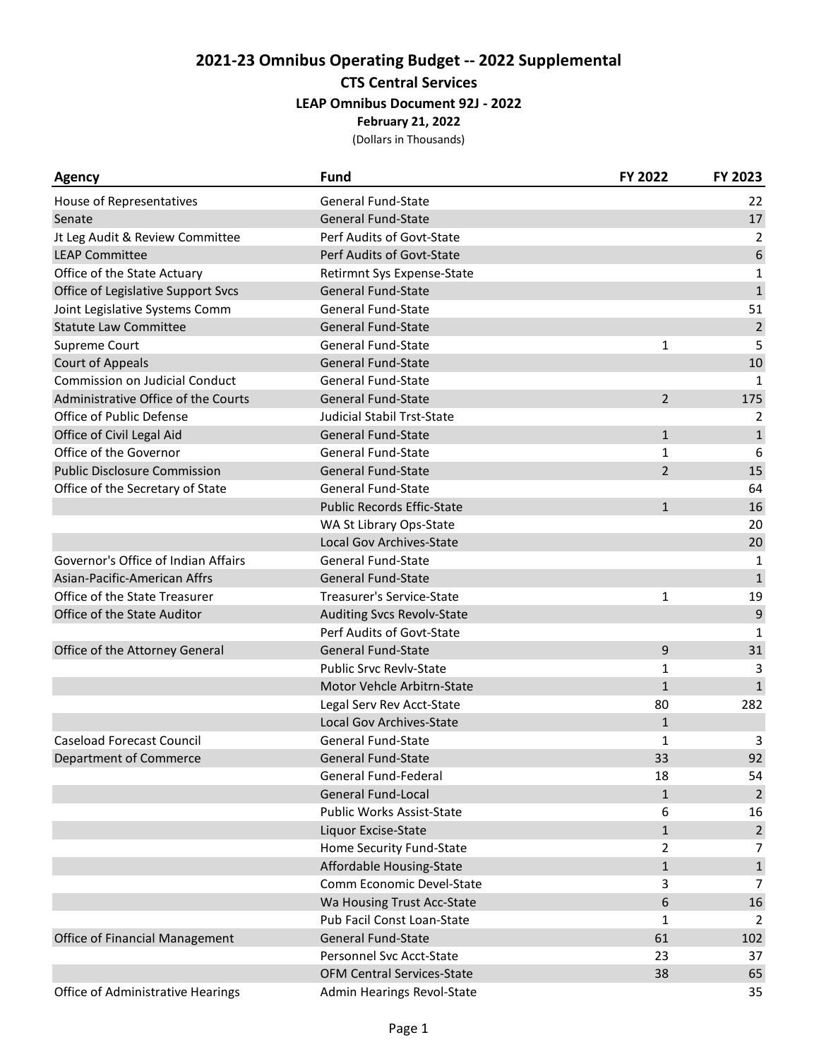# 2021-23 Omnibus Operating Budget -- 2022 Supplemental

## CTS Central Services

### LEAP Omnibus Document 92J - 2022

**February 21, 2022**

(Dollars in Thousands)

| Agency | Fund | FY 2022 | FY 2023 |
|---|---|---|---|
| House of Representatives | General Fund-State | | 22 |
| Senate | General Fund-State | | 17 |
| Jt Leg Audit & Review Committee | Perf Audits of Govt-State | | 2 |
| LEAP Committee | Perf Audits of Govt-State | | 6 |
| Office of the State Actuary | Retirmnt Sys Expense-State | | 1 |
| Office of Legislative Support Svcs | General Fund-State | | 1 |
| Joint Legislative Systems Comm | General Fund-State | | 51 |
| Statute Law Committee | General Fund-State | | 2 |
| Supreme Court | General Fund-State | 1 | 5 |
| Court of Appeals | General Fund-State | | 10 |
| Commission on Judicial Conduct | General Fund-State | | 1 |
| Administrative Office of the Courts | General Fund-State | 2 | 175 |
| Office of Public Defense | Judicial Stabil Trst-State | | 2 |
| Office of Civil Legal Aid | General Fund-State | 1 | 1 |
| Office of the Governor | General Fund-State | 1 | 6 |
| Public Disclosure Commission | General Fund-State | 2 | 15 |
| Office of the Secretary of State | General Fund-State | | 64 |
| | Public Records Effic-State | 1 | 16 |
| | WA St Library Ops-State | | 20 |
| | Local Gov Archives-State | | 20 |
| Governor's Office of Indian Affairs | General Fund-State | | 1 |
| Asian-Pacific-American Affrs | General Fund-State | | 1 |
| Office of the State Treasurer | Treasurer's Service-State | 1 | 19 |
| Office of the State Auditor | Auditing Svcs Revolv-State | | 9 |
| | Perf Audits of Govt-State | | 1 |
| Office of the Attorney General | General Fund-State | 9 | 31 |
| | Public Srvc Revlv-State | 1 | 3 |
| | Motor Vehcle Arbitrn-State | 1 | 1 |
| | Legal Serv Rev Acct-State | 80 | 282 |
| | Local Gov Archives-State | 1 | |
| Caseload Forecast Council | General Fund-State | 1 | 3 |
| Department of Commerce | General Fund-State | 33 | 92 |
| | General Fund-Federal | 18 | 54 |
| | General Fund-Local | 1 | 2 |
| | Public Works Assist-State | 6 | 16 |
| | Liquor Excise-State | 1 | 2 |
| | Home Security Fund-State | 2 | 7 |
| | Affordable Housing-State | 1 | 1 |
| | Comm Economic Devel-State | 3 | 7 |
| | Wa Housing Trust Acc-State | 6 | 16 |
| | Pub Facil Const Loan-State | 1 | 2 |
| Office of Financial Management | General Fund-State | 61 | 102 |
| | Personnel Svc Acct-State | 23 | 37 |
| | OFM Central Services-State | 38 | 65 |
| Office of Administrative Hearings | Admin Hearings Revol-State | | 35 |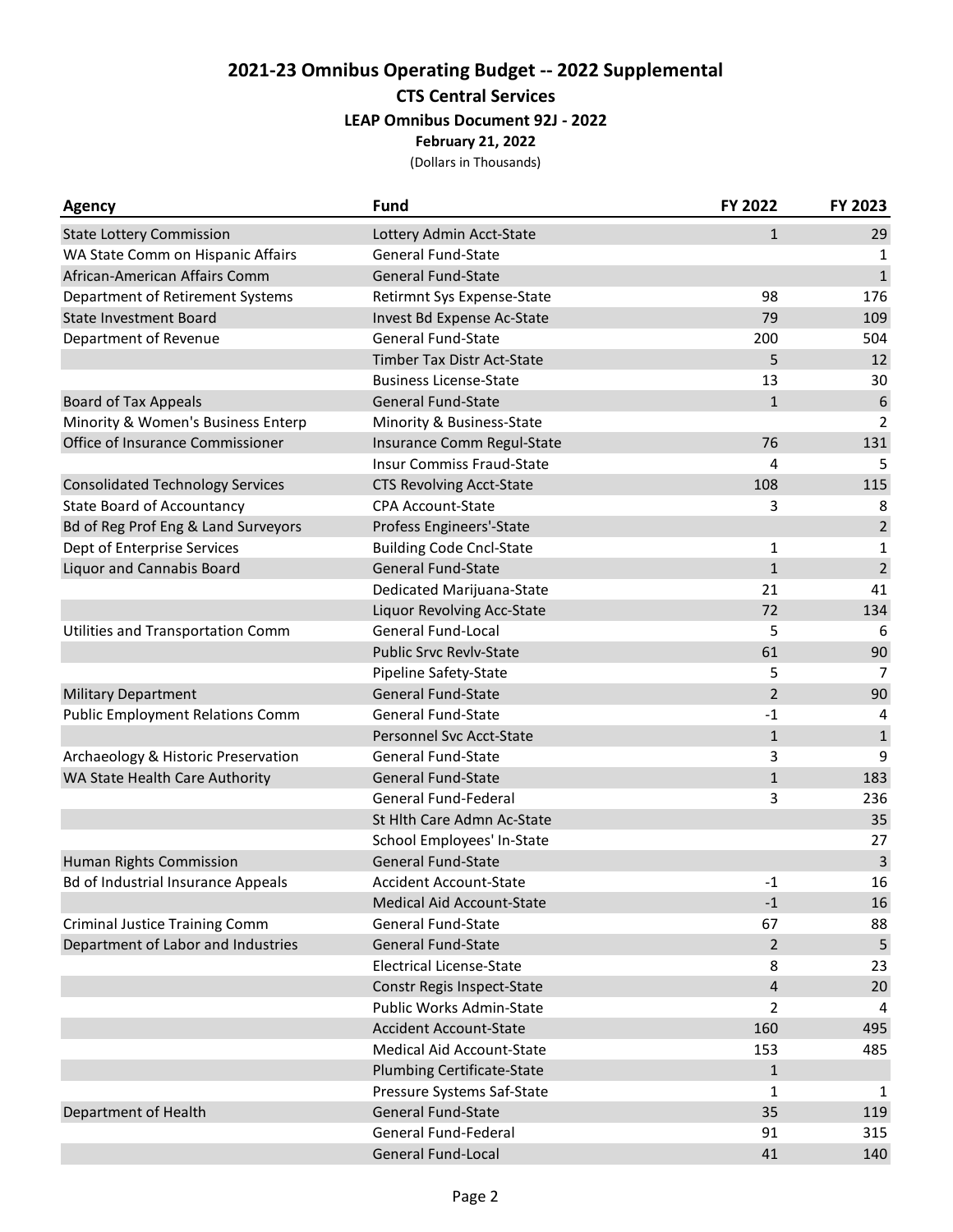# 2021-23 Omnibus Operating Budget -- 2022 Supplemental

## CTS Central Services

### LEAP Omnibus Document 92J - 2022

**February 21, 2022**

(Dollars in Thousands)

| Agency | Fund | FY 2022 | FY 2023 |
|---|---|---|---|
| State Lottery Commission | Lottery Admin Acct-State | 1 | 29 |
| WA State Comm on Hispanic Affairs | General Fund-State | | 1 |
| African-American Affairs Comm | General Fund-State | | 1 |
| Department of Retirement Systems | Retirmnt Sys Expense-State | 98 | 176 |
| State Investment Board | Invest Bd Expense Ac-State | 79 | 109 |
| Department of Revenue | General Fund-State | 200 | 504 |
| | Timber Tax Distr Act-State | 5 | 12 |
| | Business License-State | 13 | 30 |
| Board of Tax Appeals | General Fund-State | 1 | 6 |
| Minority & Women's Business Enterp | Minority & Business-State | | 2 |
| Office of Insurance Commissioner | Insurance Comm Regul-State | 76 | 131 |
| | Insur Commiss Fraud-State | 4 | 5 |
| Consolidated Technology Services | CTS Revolving Acct-State | 108 | 115 |
| State Board of Accountancy | CPA Account-State | 3 | 8 |
| Bd of Reg Prof Eng & Land Surveyors | Profess Engineers'-State | | 2 |
| Dept of Enterprise Services | Building Code Cncl-State | 1 | 1 |
| Liquor and Cannabis Board | General Fund-State | 1 | 2 |
| | Dedicated Marijuana-State | 21 | 41 |
| | Liquor Revolving Acc-State | 72 | 134 |
| Utilities and Transportation Comm | General Fund-Local | 5 | 6 |
| | Public Srvc Revlv-State | 61 | 90 |
| | Pipeline Safety-State | 5 | 7 |
| Military Department | General Fund-State | 2 | 90 |
| Public Employment Relations Comm | General Fund-State | -1 | 4 |
| | Personnel Svc Acct-State | 1 | 1 |
| Archaeology & Historic Preservation | General Fund-State | 3 | 9 |
| WA State Health Care Authority | General Fund-State | 1 | 183 |
| | General Fund-Federal | 3 | 236 |
| | St Hlth Care Admn Ac-State | | 35 |
| | School Employees' In-State | | 27 |
| Human Rights Commission | General Fund-State | | 3 |
| Bd of Industrial Insurance Appeals | Accident Account-State | -1 | 16 |
| | Medical Aid Account-State | -1 | 16 |
| Criminal Justice Training Comm | General Fund-State | 67 | 88 |
| Department of Labor and Industries | General Fund-State | 2 | 5 |
| | Electrical License-State | 8 | 23 |
| | Constr Regis Inspect-State | 4 | 20 |
| | Public Works Admin-State | 2 | 4 |
| | Accident Account-State | 160 | 495 |
| | Medical Aid Account-State | 153 | 485 |
| | Plumbing Certificate-State | 1 | |
| | Pressure Systems Saf-State | 1 | 1 |
| Department of Health | General Fund-State | 35 | 119 |
| | General Fund-Federal | 91 | 315 |
| | General Fund-Local | 41 | 140 |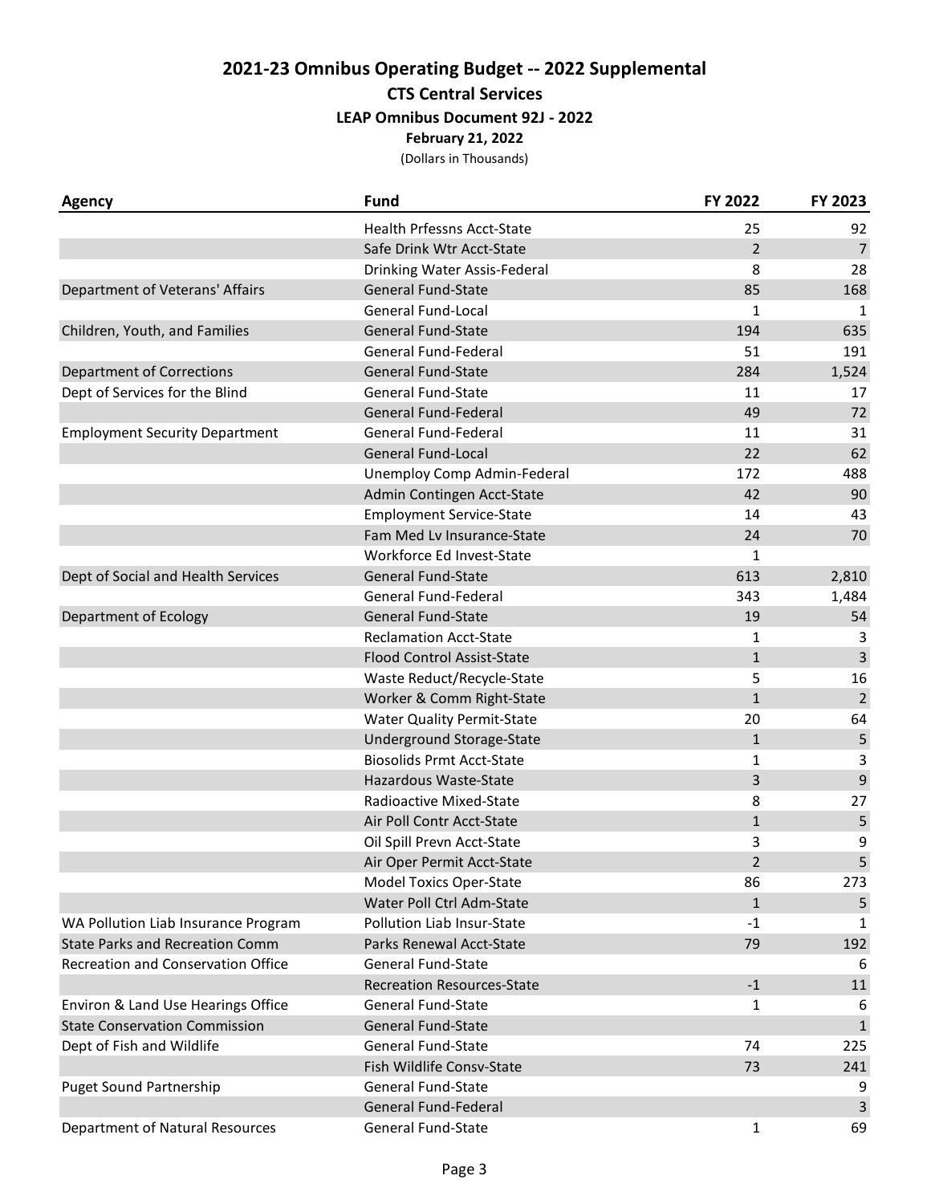## 2021-23 Omnibus Operating Budget -- 2022 Supplemental

### CTS Central Services

**LEAP Omnibus Document 92J - 2022**

**February 21, 2022**

(Dollars in Thousands)

| Agency | Fund | FY 2022 | FY 2023 |
|---|---|---|---|
| | Health Prfessns Acct-State | 25 | 92 |
| | Safe Drink Wtr Acct-State | 2 | 7 |
| | Drinking Water Assis-Federal | 8 | 28 |
| Department of Veterans' Affairs | General Fund-State | 85 | 168 |
| | General Fund-Local | 1 | 1 |
| Children, Youth, and Families | General Fund-State | 194 | 635 |
| | General Fund-Federal | 51 | 191 |
| Department of Corrections | General Fund-State | 284 | 1,524 |
| Dept of Services for the Blind | General Fund-State | 11 | 17 |
| | General Fund-Federal | 49 | 72 |
| Employment Security Department | General Fund-Federal | 11 | 31 |
| | General Fund-Local | 22 | 62 |
| | Unemploy Comp Admin-Federal | 172 | 488 |
| | Admin Contingen Acct-State | 42 | 90 |
| | Employment Service-State | 14 | 43 |
| | Fam Med Lv Insurance-State | 24 | 70 |
| | Workforce Ed Invest-State | 1 | |
| Dept of Social and Health Services | General Fund-State | 613 | 2,810 |
| | General Fund-Federal | 343 | 1,484 |
| Department of Ecology | General Fund-State | 19 | 54 |
| | Reclamation Acct-State | 1 | 3 |
| | Flood Control Assist-State | 1 | 3 |
| | Waste Reduct/Recycle-State | 5 | 16 |
| | Worker & Comm Right-State | 1 | 2 |
| | Water Quality Permit-State | 20 | 64 |
| | Underground Storage-State | 1 | 5 |
| | Biosolids Prmt Acct-State | 1 | 3 |
| | Hazardous Waste-State | 3 | 9 |
| | Radioactive Mixed-State | 8 | 27 |
| | Air Poll Contr Acct-State | 1 | 5 |
| | Oil Spill Prevn Acct-State | 3 | 9 |
| | Air Oper Permit Acct-State | 2 | 5 |
| | Model Toxics Oper-State | 86 | 273 |
| | Water Poll Ctrl Adm-State | 1 | 5 |
| WA Pollution Liab Insurance Program | Pollution Liab Insur-State | -1 | 1 |
| State Parks and Recreation Comm | Parks Renewal Acct-State | 79 | 192 |
| Recreation and Conservation Office | General Fund-State | | 6 |
| | Recreation Resources-State | -1 | 11 |
| Environ & Land Use Hearings Office | General Fund-State | 1 | 6 |
| State Conservation Commission | General Fund-State | | 1 |
| Dept of Fish and Wildlife | General Fund-State | 74 | 225 |
| | Fish Wildlife Consv-State | 73 | 241 |
| Puget Sound Partnership | General Fund-State | | 9 |
| | General Fund-Federal | | 3 |
| Department of Natural Resources | General Fund-State | 1 | 69 |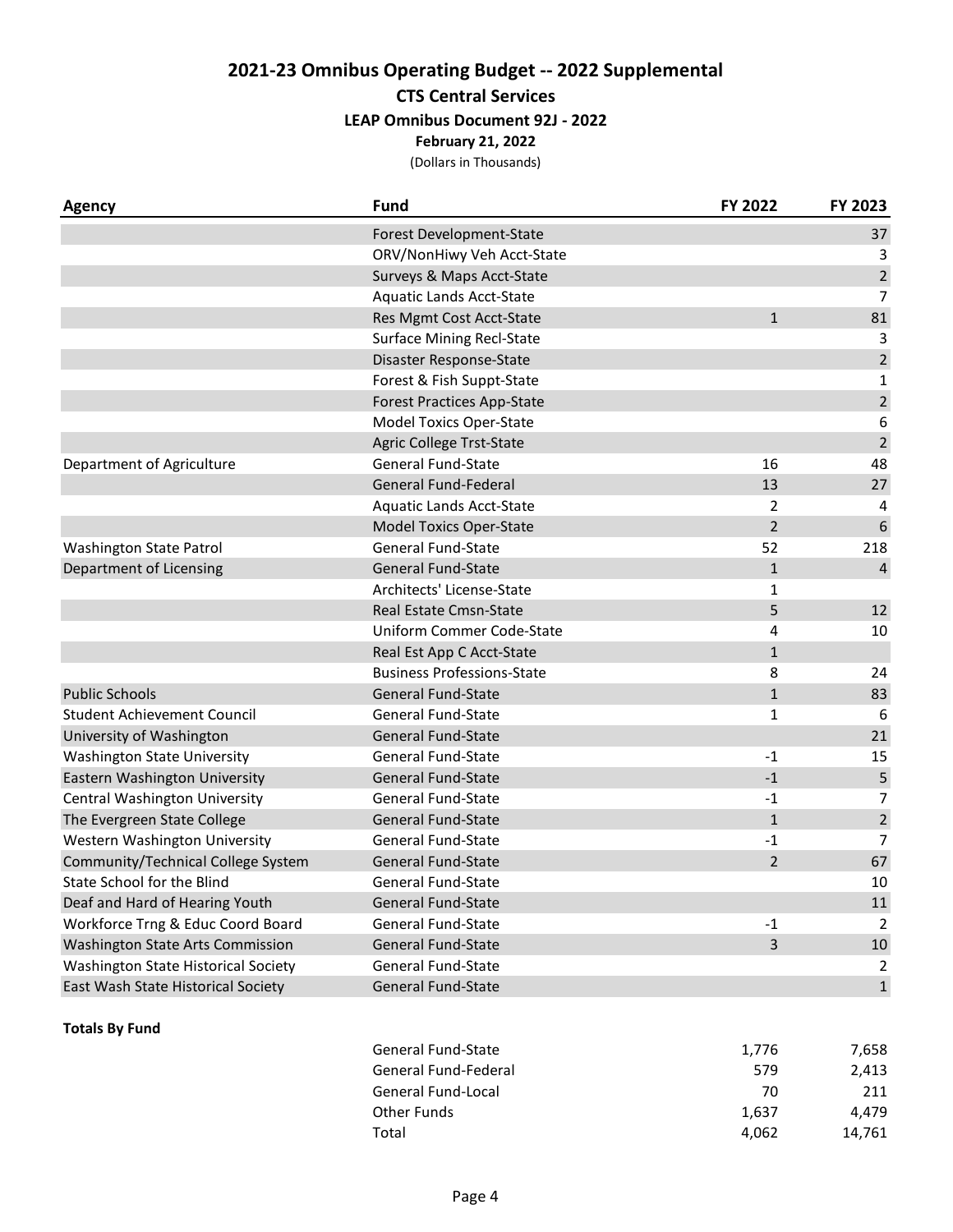## 2021-23 Omnibus Operating Budget -- 2022 Supplemental

### CTS Central Services

#### LEAP Omnibus Document 92J - 2022

**February 21, 2022**

(Dollars in Thousands)

| Agency | Fund | FY 2022 | FY 2023 |
|---|---|---|---|
| | Forest Development-State | | 37 |
| | ORV/NonHiwy Veh Acct-State | | 3 |
| | Surveys & Maps Acct-State | | 2 |
| | Aquatic Lands Acct-State | | 7 |
| | Res Mgmt Cost Acct-State | 1 | 81 |
| | Surface Mining Recl-State | | 3 |
| | Disaster Response-State | | 2 |
| | Forest & Fish Suppt-State | | 1 |
| | Forest Practices App-State | | 2 |
| | Model Toxics Oper-State | | 6 |
| | Agric College Trst-State | | 2 |
| Department of Agriculture | General Fund-State | 16 | 48 |
| | General Fund-Federal | 13 | 27 |
| | Aquatic Lands Acct-State | 2 | 4 |
| | Model Toxics Oper-State | 2 | 6 |
| Washington State Patrol | General Fund-State | 52 | 218 |
| Department of Licensing | General Fund-State | 1 | 4 |
| | Architects' License-State | 1 | |
| | Real Estate Cmsn-State | 5 | 12 |
| | Uniform Commer Code-State | 4 | 10 |
| | Real Est App C Acct-State | 1 | |
| | Business Professions-State | 8 | 24 |
| Public Schools | General Fund-State | 1 | 83 |
| Student Achievement Council | General Fund-State | 1 | 6 |
| University of Washington | General Fund-State | | 21 |
| Washington State University | General Fund-State | -1 | 15 |
| Eastern Washington University | General Fund-State | -1 | 5 |
| Central Washington University | General Fund-State | -1 | 7 |
| The Evergreen State College | General Fund-State | 1 | 2 |
| Western Washington University | General Fund-State | -1 | 7 |
| Community/Technical College System | General Fund-State | 2 | 67 |
| State School for the Blind | General Fund-State | | 10 |
| Deaf and Hard of Hearing Youth | General Fund-State | | 11 |
| Workforce Trng & Educ Coord Board | General Fund-State | -1 | 2 |
| Washington State Arts Commission | General Fund-State | 3 | 10 |
| Washington State Historical Society | General Fund-State | | 2 |
| East Wash State Historical Society | General Fund-State | | 1 |

**Totals By Fund**

| | Fund | FY 2022 | FY 2023 |
|---|---|---|---|
| | General Fund-State | 1,776 | 7,658 |
| | General Fund-Federal | 579 | 2,413 |
| | General Fund-Local | 70 | 211 |
| | Other Funds | 1,637 | 4,479 |
| | Total | 4,062 | 14,761 |